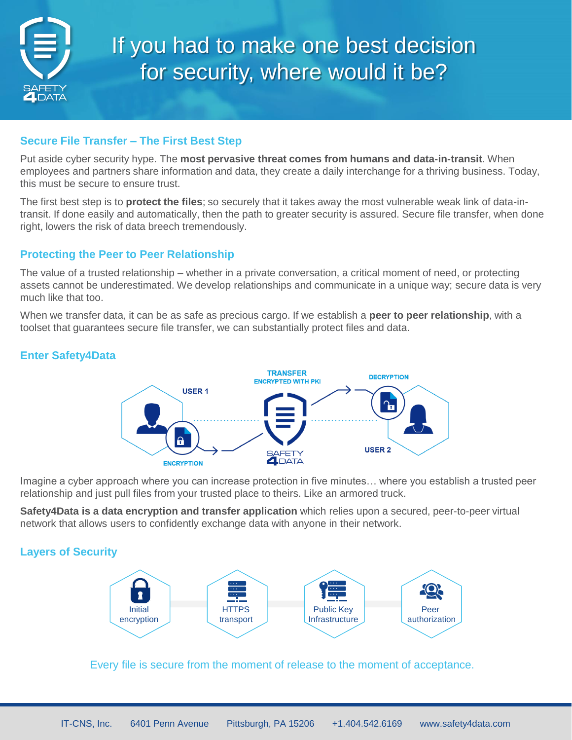# If you had to make one best decision for security, where would it be?

## Secure File Transfer – The First Best Step

Put aside cyber security hype. The **most pervasive threat comes from humans and data-in-transit**. When employees and partners share information and data, they create a daily interchange for a thriving business. Today, this must be secure to ensure trust.

The first best step is to **protect the files**; so securely that it takes away the most vulnerable weak link of data-in-transit. If done easily and automatically, then the path to greater security is assured. Secure file transfer, when done right, lowers the risk of data breech tremendously.

## Protecting the Peer to Peer Relationship

The value of a trusted relationship – whether in a private conversation, a critical moment of need, or protecting assets cannot be underestimated. We develop relationships and communicate in a unique way; secure data is very much like that too.

When we transfer data, it can be as safe as precious cargo. If we establish a **peer to peer relationship**, with a toolset that guarantees secure file transfer, we can substantially protect files and data.

## Enter Safety4Data

USER 1 — ENCRYPTION — TRANSFER ENCRYPTED WITH PKI — SAFETY 4DATA — DECRYPTION — USER 2

Imagine a cyber approach where you can increase protection in five minutes… where you establish a trusted peer relationship and just pull files from your trusted place to theirs. Like an armored truck.

**Safety4Data is a data encryption and transfer application** which relies upon a secured, peer-to-peer virtual network that allows users to confidently exchange data with anyone in their network.

## Layers of Security

- Initial encryption
- HTTPS transport
- Public Key Infrastructure
- Peer authorization

Every file is secure from the moment of release to the moment of acceptance.

IT-CNS, Inc. 6401 Penn Avenue Pittsburgh, PA 15206 +1.404.542.6169 www.safety4data.com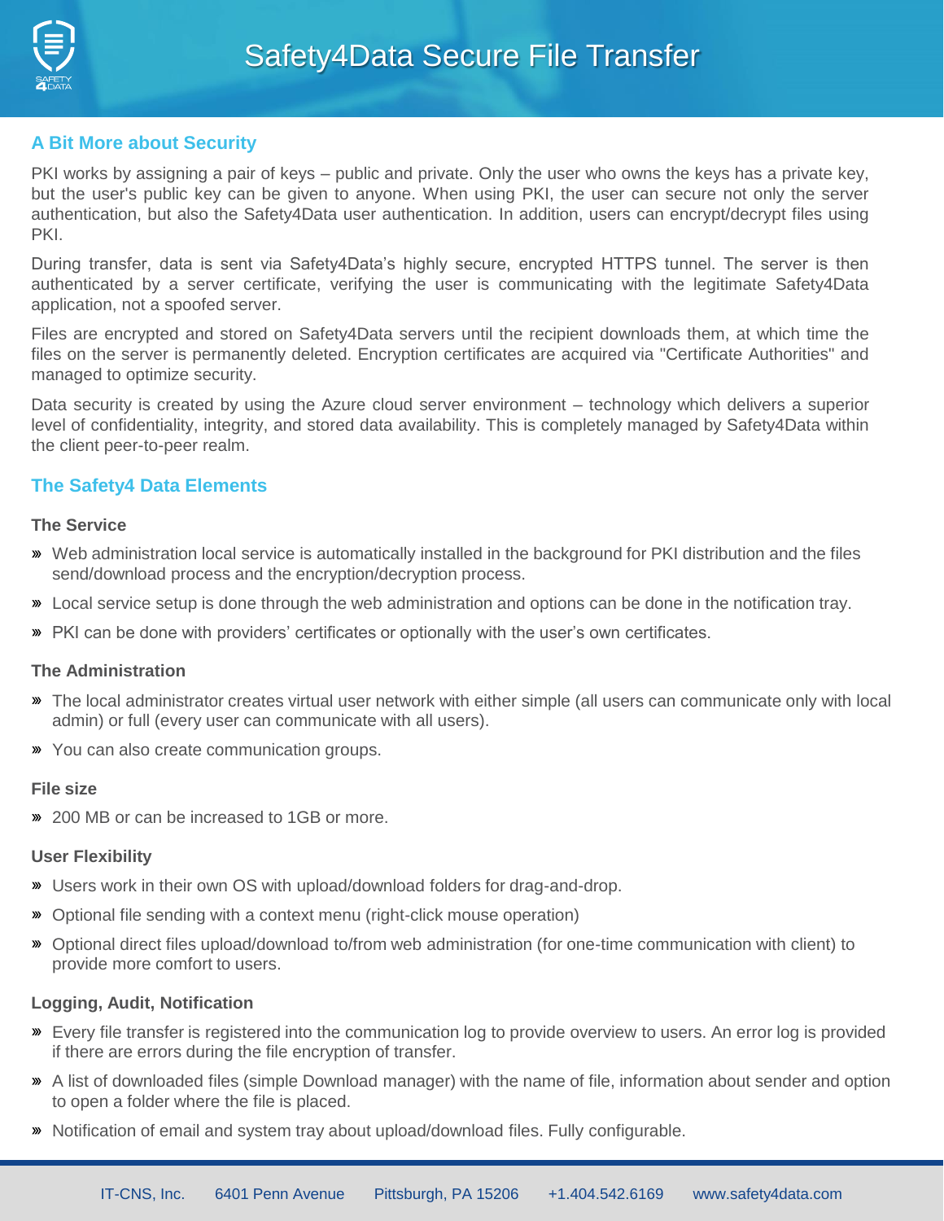## A Bit More about Security

PKI works by assigning a pair of keys – public and private. Only the user who owns the keys has a private key, but the user's public key can be given to anyone. When using PKI, the user can secure not only the server authentication, but also the Safety4Data user authentication. In addition, users can encrypt/decrypt files using PKI.

During transfer, data is sent via Safety4Data's highly secure, encrypted HTTPS tunnel. The server is then authenticated by a server certificate, verifying the user is communicating with the legitimate Safety4Data application, not a spoofed server.

Files are encrypted and stored on Safety4Data servers until the recipient downloads them, at which time the files on the server is permanently deleted. Encryption certificates are acquired via "Certificate Authorities" and managed to optimize security.

Data security is created by using the Azure cloud server environment – technology which delivers a superior level of confidentiality, integrity, and stored data availability. This is completely managed by Safety4Data within the client peer-to-peer realm.

## The Safety4 Data Elements

### The Service

- Web administration local service is automatically installed in the background for PKI distribution and the files send/download process and the encryption/decryption process.
- Local service setup is done through the web administration and options can be done in the notification tray.
- PKI can be done with providers' certificates or optionally with the user's own certificates.

### The Administration

- The local administrator creates virtual user network with either simple (all users can communicate only with local admin) or full (every user can communicate with all users).
- You can also create communication groups.

### File size

- 200 MB or can be increased to 1GB or more.

### User Flexibility

- Users work in their own OS with upload/download folders for drag-and-drop.
- Optional file sending with a context menu (right-click mouse operation)
- Optional direct files upload/download to/from web administration (for one-time communication with client) to provide more comfort to users.

### Logging, Audit, Notification

- Every file transfer is registered into the communication log to provide overview to users. An error log is provided if there are errors during the file encryption of transfer.
- A list of downloaded files (simple Download manager) with the name of file, information about sender and option to open a folder where the file is placed.
- Notification of email and system tray about upload/download files. Fully configurable.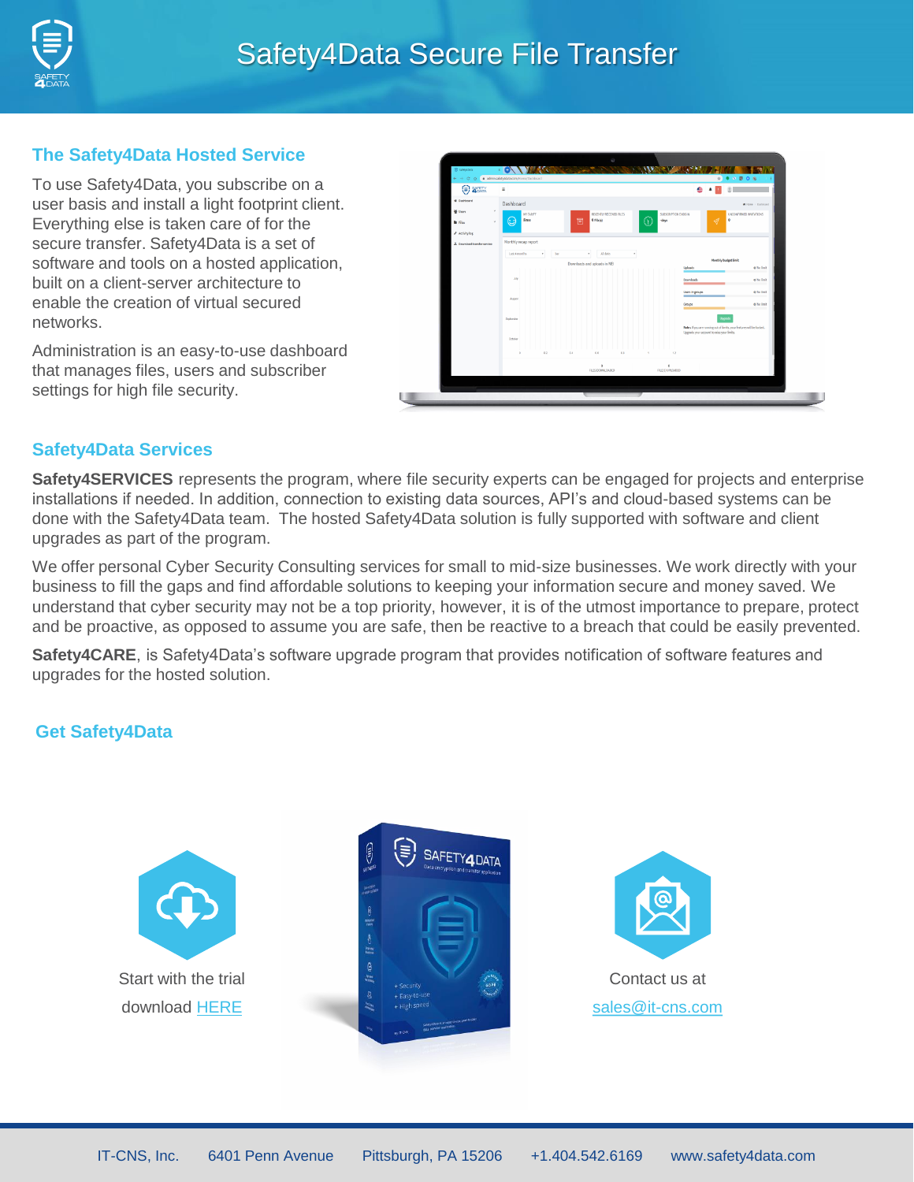// Safety4Data Secure File Transfer

## The Safety4Data Hosted Service

To use Safety4Data, you subscribe on a user basis and install a light footprint client. Everything else is taken care of for the secure transfer. Safety4Data is a set of software and tools on a hosted application, built on a client-server architecture to enable the creation of virtual secured networks.

Administration is an easy-to-use dashboard that manages files, users and subscriber settings for high file security.

## Safety4Data Services

**Safety4SERVICES** represents the program, where file security experts can be engaged for projects and enterprise installations if needed. In addition, connection to existing data sources, API's and cloud-based systems can be done with the Safety4Data team. The hosted Safety4Data solution is fully supported with software and client upgrades as part of the program.

We offer personal Cyber Security Consulting services for small to mid-size businesses. We work directly with your business to fill the gaps and find affordable solutions to keeping your information secure and money saved. We understand that cyber security may not be a top priority, however, it is of the utmost importance to prepare, protect and be proactive, as opposed to assume you are safe, then be reactive to a breach that could be easily prevented.

**Safety4CARE**, is Safety4Data's software upgrade program that provides notification of software features and upgrades for the hosted solution.

## Get Safety4Data

Start with the trial download HERE

Contact us at sales@it-cns.com

IT-CNS, Inc. 6401 Penn Avenue Pittsburgh, PA 15206 +1.404.542.6169 www.safety4data.com